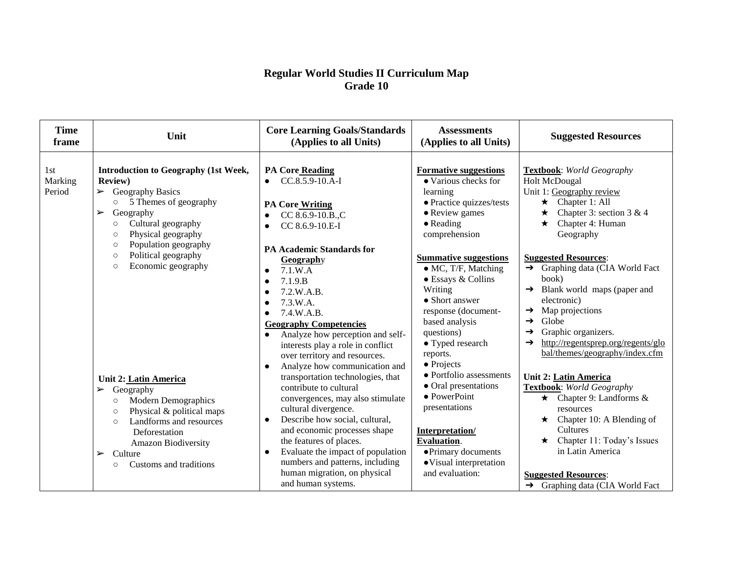# Regular World Studies II Curriculum Map
## Grade 10

| Time frame | Unit | Core Learning Goals/Standards (Applies to all Units) | Assessments (Applies to all Units) | Suggested Resources |
|---|---|---|---|---|
| 1st Marking Period | **Introduction to Geography (1st Week, Review)**<br>➢ Geography Basics<br>○ 5 Themes of geography<br>➢ Geography<br>○ Cultural geography<br>○ Physical geography<br>○ Population geography<br>○ Political geography<br>○ Economic geography<br><br>**Unit 2: Latin America**<br>➢ Geography<br>○ Modern Demographics<br>○ Physical & political maps<br>○ Landforms and resources<br>Deforestation<br>Amazon Biodiversity<br>➢ Culture<br>○ Customs and traditions | **PA Core Reading**<br>● CC.8.5.9-10.A-I<br><br>**PA Core Writing**<br>● CC 8.6.9-10.B.,C<br>● CC 8.6.9-10.E-I<br><br>**PA Academic Standards for Geography**<br>● 7.1.W.A<br>● 7.1.9.B<br>● 7.2.W.A.B.<br>● 7.3.W.A.<br>● 7.4.W.A.B.<br>**Geography Competencies**<br>● Analyze how perception and self-interests play a role in conflict over territory and resources.<br>● Analyze how communication and transportation technologies, that contribute to cultural convergences, may also stimulate cultural divergence.<br>● Describe how social, cultural, and economic processes shape the features of places.<br>● Evaluate the impact of population numbers and patterns, including human migration, on physical and human systems. | **Formative suggestions**<br>● Various checks for learning<br>● Practice quizzes/tests<br>● Review games<br>● Reading comprehension<br><br>**Summative suggestions**<br>● MC, T/F, Matching<br>● Essays & Collins Writing<br>● Short answer response (document-based analysis questions)<br>● Typed research reports.<br>● Projects<br>● Portfolio assessments<br>● Oral presentations<br>● PowerPoint presentations<br><br>**Interpretation/ Evaluation**.<br>● Primary documents<br>● Visual interpretation and evaluation: | **Textbook**: *World Geography*<br>Holt McDougal<br>Unit 1: Geography review<br>★ Chapter 1: All<br>★ Chapter 3: section 3 & 4<br>★ Chapter 4: Human Geography<br><br>**Suggested Resources**:<br>➔ Graphing data (CIA World Fact book)<br>➔ Blank world maps (paper and electronic)<br>➔ Map projections<br>➔ Globe<br>➔ Graphic organizers.<br>➔ http://regentsprep.org/regents/global/themes/geography/index.cfm<br><br>**Unit 2: Latin America**<br>**Textbook**: *World Geography*<br>★ Chapter 9: Landforms & resources<br>★ Chapter 10: A Blending of Cultures<br>★ Chapter 11: Today's Issues in Latin America<br><br>**Suggested Resources**:<br>➔ Graphing data (CIA World Fact |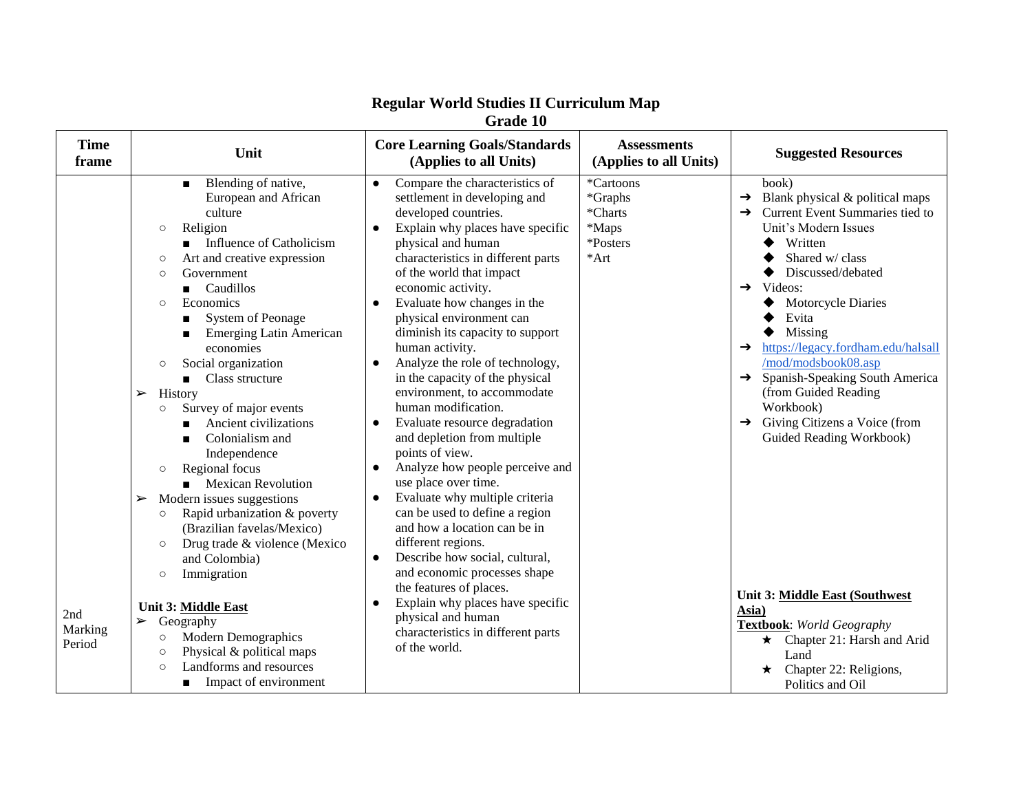## Regular World Studies II Curriculum Map
### Grade 10

| Time frame | Unit | Core Learning Goals/Standards (Applies to all Units) | Assessments (Applies to all Units) | Suggested Resources |
|---|---|---|---|---|
| | ■ Blending of native, European and African culture<br>○ Religion<br>■ Influence of Catholicism<br>○ Art and creative expression<br>○ Government<br>■ Caudillos<br>○ Economics<br>■ System of Peonage<br>■ Emerging Latin American economies<br>○ Social organization<br>■ Class structure<br>➢ History<br>○ Survey of major events<br>■ Ancient civilizations<br>■ Colonialism and Independence<br>○ Regional focus<br>■ Mexican Revolution<br>➢ Modern issues suggestions<br>○ Rapid urbanization & poverty (Brazilian favelas/Mexico)<br>○ Drug trade & violence (Mexico and Colombia)<br>○ Immigration | ● Compare the characteristics of settlement in developing and developed countries.<br>● Explain why places have specific physical and human characteristics in different parts of the world that impact economic activity.<br>● Evaluate how changes in the physical environment can diminish its capacity to support human activity.<br>● Analyze the role of technology, in the capacity of the physical environment, to accommodate human modification.<br>● Evaluate resource degradation and depletion from multiple points of view.<br>● Analyze how people perceive and use place over time.<br>● Evaluate why multiple criteria can be used to define a region and how a location can be in different regions.<br>● Describe how social, cultural, and economic processes shape the features of places.<br>● Explain why places have specific physical and human characteristics in different parts of the world. | *Cartoons<br>*Graphs<br>*Charts<br>*Maps<br>*Posters<br>*Art | book)<br>➔ Blank physical & political maps<br>➔ Current Event Summaries tied to Unit's Modern Issues<br>◆ Written<br>◆ Shared w/ class<br>◆ Discussed/debated<br>➔ Videos:<br>◆ Motorcycle Diaries<br>◆ Evita<br>◆ Missing<br>➔ https://legacy.fordham.edu/halsall/mod/modsbook08.asp<br>➔ Spanish-Speaking South America (from Guided Reading Workbook)<br>➔ Giving Citizens a Voice (from Guided Reading Workbook) |
| 2nd Marking Period | **Unit 3: Middle East**<br>➢ Geography<br>○ Modern Demographics<br>○ Physical & political maps<br>○ Landforms and resources<br>■ Impact of environment | | | **Unit 3: Middle East (Southwest Asia)**<br>**Textbook**: *World Geography*<br>★ Chapter 21: Harsh and Arid Land<br>★ Chapter 22: Religions, Politics and Oil |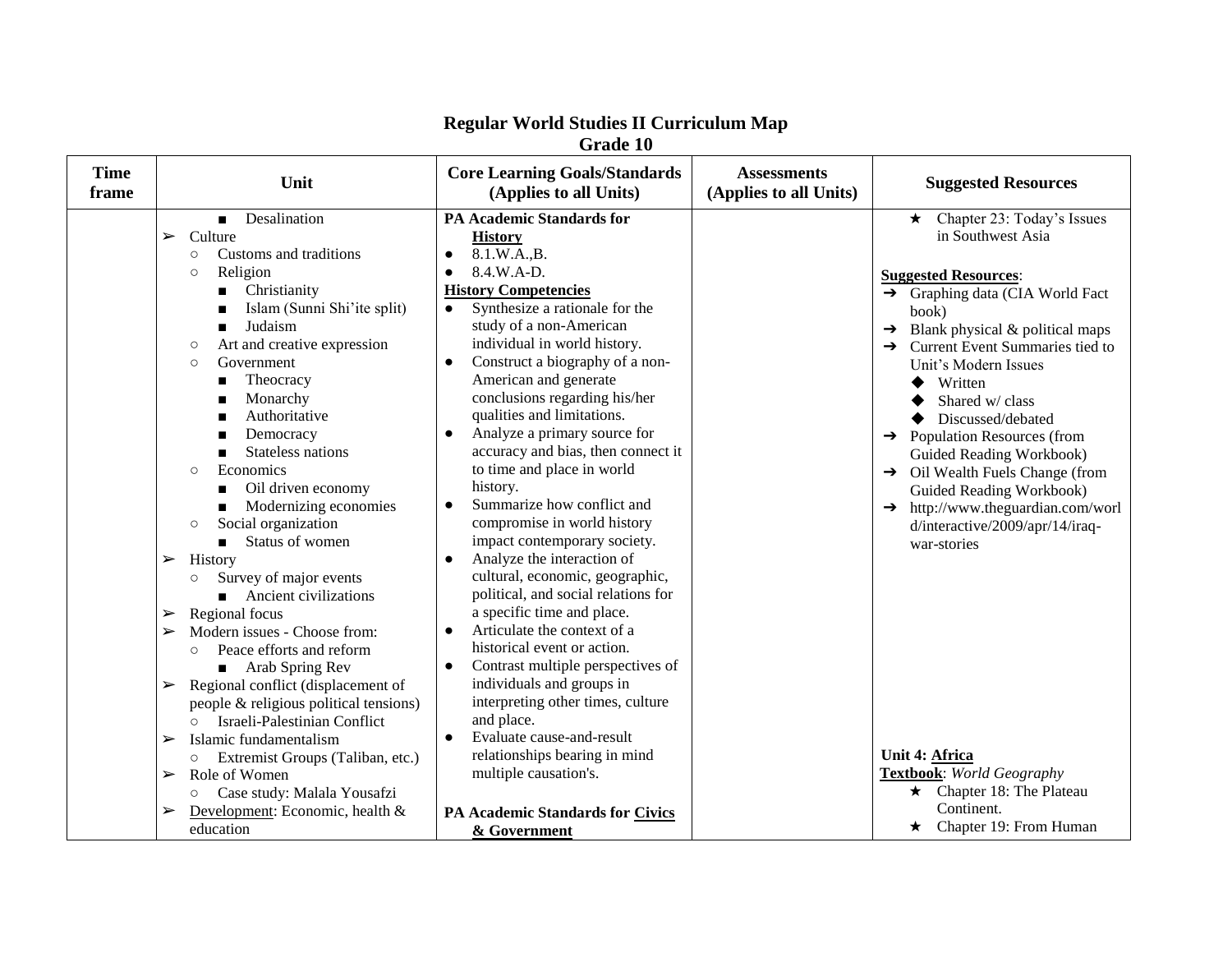# Regular World Studies II Curriculum Map
## Grade 10

| Time frame | Unit | Core Learning Goals/Standards (Applies to all Units) | Assessments (Applies to all Units) | Suggested Resources |
|---|---|---|---|---|
| | ■ Desalination<br>➢ Culture<br>○ Customs and traditions<br>○ Religion<br>■ Christianity<br>■ Islam (Sunni Shi'ite split)<br>■ Judaism<br>○ Art and creative expression<br>○ Government<br>■ Theocracy<br>■ Monarchy<br>■ Authoritative<br>■ Democracy<br>■ Stateless nations<br>○ Economics<br>■ Oil driven economy<br>■ Modernizing economies<br>○ Social organization<br>■ Status of women<br>➢ History<br>○ Survey of major events<br>■ Ancient civilizations<br>➢ Regional focus<br>➢ Modern issues - Choose from:<br>○ Peace efforts and reform<br>■ Arab Spring Rev<br>➢ Regional conflict (displacement of people & religious political tensions)<br>○ Israeli-Palestinian Conflict<br>➢ Islamic fundamentalism<br>○ Extremist Groups (Taliban, etc.)<br>➢ Role of Women<br>○ Case study: Malala Yousafzi<br>➢ Development: Economic, health & education | **PA Academic Standards for History**<br>● 8.1.W.A.,B.<br>● 8.4.W.A-D.<br>**History Competencies**<br>● Synthesize a rationale for the study of a non-American individual in world history.<br>● Construct a biography of a non-American and generate conclusions regarding his/her qualities and limitations.<br>● Analyze a primary source for accuracy and bias, then connect it to time and place in world history.<br>● Summarize how conflict and compromise in world history impact contemporary society.<br>● Analyze the interaction of cultural, economic, geographic, political, and social relations for a specific time and place.<br>● Articulate the context of a historical event or action.<br>● Contrast multiple perspectives of individuals and groups in interpreting other times, culture and place.<br>● Evaluate cause-and-result relationships bearing in mind multiple causation's.<br><br>**PA Academic Standards for Civics & Government** | | ★ Chapter 23: Today's Issues in Southwest Asia<br><br>**Suggested Resources**:<br>➔ Graphing data (CIA World Fact book)<br>➔ Blank physical & political maps<br>➔ Current Event Summaries tied to Unit's Modern Issues<br>◆ Written<br>◆ Shared w/ class<br>◆ Discussed/debated<br>➔ Population Resources (from Guided Reading Workbook)<br>➔ Oil Wealth Fuels Change (from Guided Reading Workbook)<br>➔ http://www.theguardian.com/world/interactive/2009/apr/14/iraq-war-stories<br><br>**Unit 4: Africa**<br>**Textbook**: *World Geography*<br>★ Chapter 18: The Plateau Continent.<br>★ Chapter 19: From Human |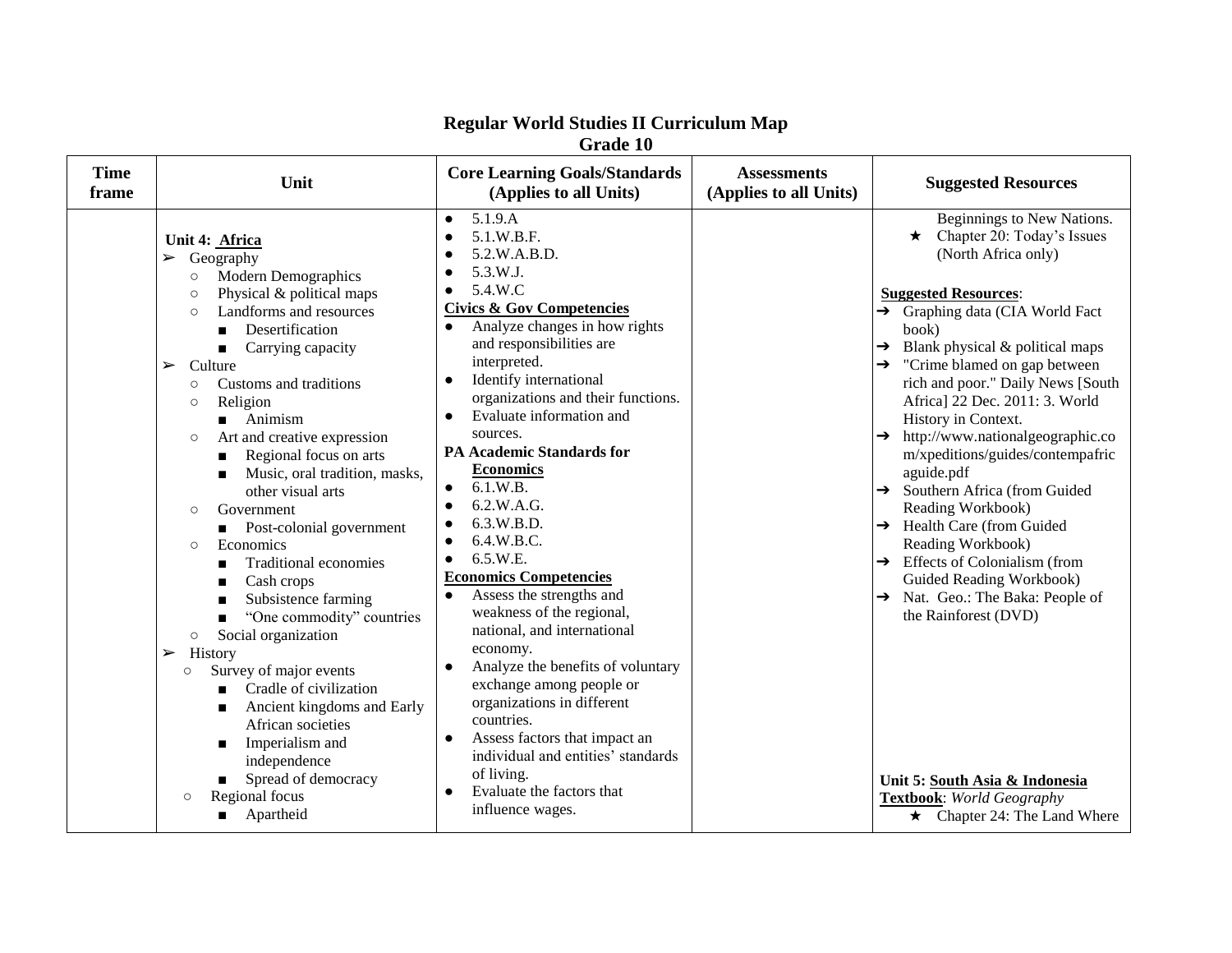# Regular World Studies II Curriculum Map
## Grade 10

| Time frame | Unit | Core Learning Goals/Standards (Applies to all Units) | Assessments (Applies to all Units) | Suggested Resources |
|---|---|---|---|---|
| | **Unit 4: Africa**<br>➢ Geography<br>○ Modern Demographics<br>○ Physical & political maps<br>○ Landforms and resources<br>■ Desertification<br>■ Carrying capacity<br>➢ Culture<br>○ Customs and traditions<br>○ Religion<br>■ Animism<br>○ Art and creative expression<br>■ Regional focus on arts<br>■ Music, oral tradition, masks, other visual arts<br>○ Government<br>■ Post-colonial government<br>○ Economics<br>■ Traditional economies<br>■ Cash crops<br>■ Subsistence farming<br>■ "One commodity" countries<br>○ Social organization<br>➢ History<br>○ Survey of major events<br>■ Cradle of civilization<br>■ Ancient kingdoms and Early African societies<br>■ Imperialism and independence<br>■ Spread of democracy<br>○ Regional focus<br>■ Apartheid | ● 5.1.9.A<br>● 5.1.W.B.F.<br>● 5.2.W.A.B.D.<br>● 5.3.W.J.<br>● 5.4.W.C<br>**Civics & Gov Competencies**<br>● Analyze changes in how rights and responsibilities are interpreted.<br>● Identify international organizations and their functions.<br>● Evaluate information and sources.<br>**PA Academic Standards for Economics**<br>● 6.1.W.B.<br>● 6.2.W.A.G.<br>● 6.3.W.B.D.<br>● 6.4.W.B.C.<br>● 6.5.W.E.<br>**Economics Competencies**<br>● Assess the strengths and weakness of the regional, national, and international economy.<br>● Analyze the benefits of voluntary exchange among people or organizations in different countries.<br>● Assess factors that impact an individual and entities' standards of living.<br>● Evaluate the factors that influence wages. | | Beginnings to New Nations.<br>★ Chapter 20: Today's Issues (North Africa only)<br><br>**Suggested Resources**:<br>➔ Graphing data (CIA World Fact book)<br>➔ Blank physical & political maps<br>➔ "Crime blamed on gap between rich and poor." Daily News [South Africa] 22 Dec. 2011: 3. World History in Context.<br>➔ http://www.nationalgeographic.com/xpeditions/guides/contempafricaguide.pdf<br>➔ Southern Africa (from Guided Reading Workbook)<br>➔ Health Care (from Guided Reading Workbook)<br>➔ Effects of Colonialism (from Guided Reading Workbook)<br>➔ Nat. Geo.: The Baka: People of the Rainforest (DVD)<br><br>**Unit 5: South Asia & Indonesia**<br>**Textbook**: *World Geography*<br>★ Chapter 24: The Land Where |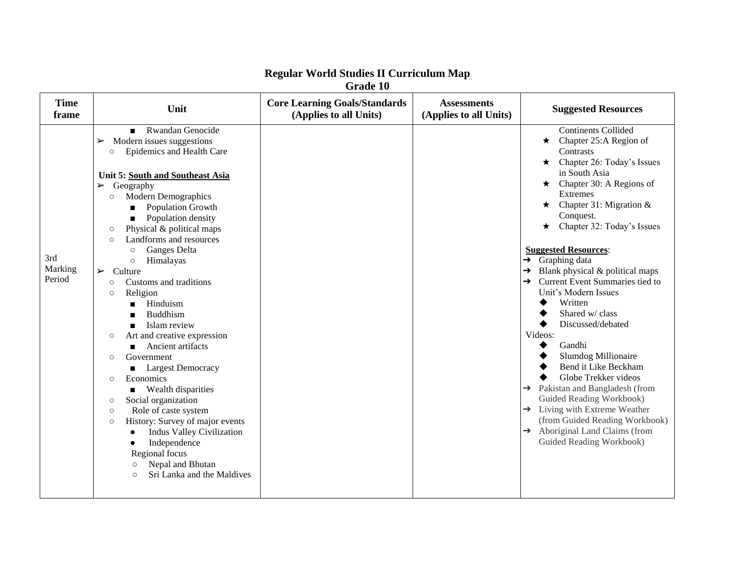**Regular World Studies II Curriculum Map**
**Grade 10**

| Time frame | Unit | Core Learning Goals/Standards (Applies to all Units) | Assessments (Applies to all Units) | Suggested Resources |
|---|---|---|---|---|
| 3rd Marking Period | ■ Rwandan Genocide<br>➢ Modern issues suggestions<br>○ Epidemics and Health Care<br><br>**Unit 5: <u>South and Southeast Asia</u>**<br>➢ Geography<br>○ Modern Demographics<br>■ Population Growth<br>■ Population density<br>○ Physical & political maps<br>○ Landforms and resources<br>○ Ganges Delta<br>○ Himalayas<br>➢ Culture<br>○ Customs and traditions<br>○ Religion<br>■ Hinduism<br>■ Buddhism<br>■ Islam review<br>○ Art and creative expression<br>■ Ancient artifacts<br>○ Government<br>■ Largest Democracy<br>○ Economics<br>■ Wealth disparities<br>○ Social organization<br>○ Role of caste system<br>○ History: Survey of major events<br>● Indus Valley Civilization<br>● Independence<br>Regional focus<br>○ Nepal and Bhutan<br>○ Sri Lanka and the Maldives | | | Continents Collided<br>★ Chapter 25:A Region of Contrasts<br>★ Chapter 26: Today's Issues in South Asia<br>★ Chapter 30: A Regions of Extremes<br>★ Chapter 31: Migration & Conquest.<br>★ Chapter 32: Today's Issues<br><br>**<u>Suggested Resources</u>**:<br>➔ Graphing data<br>➔ Blank physical & political maps<br>➔ Current Event Summaries tied to Unit's Modern Issues<br>◆ Written<br>◆ Shared w/ class<br>◆ Discussed/debated<br>Videos:<br>◆ Gandhi<br>◆ Slumdog Millionaire<br>◆ Bend it Like Beckham<br>◆ Globe Trekker videos<br>➔ Pakistan and Bangladesh (from Guided Reading Workbook)<br>➔ Living with Extreme Weather (from Guided Reading Workbook)<br>➔ Aboriginal Land Claims (from Guided Reading Workbook) |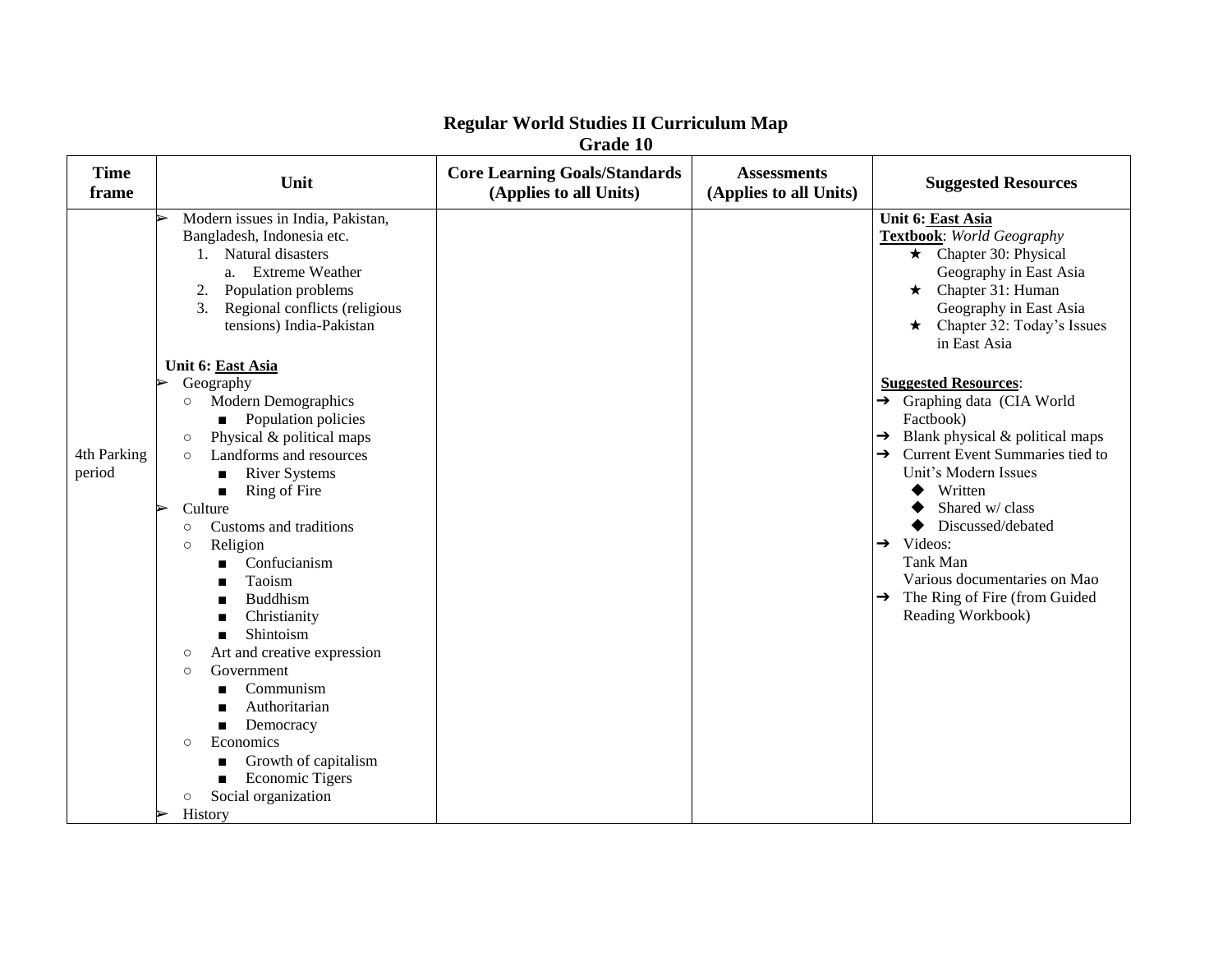# Regular World Studies II Curriculum Map
## Grade 10

| Time frame | Unit | Core Learning Goals/Standards (Applies to all Units) | Assessments (Applies to all Units) | Suggested Resources |
|---|---|---|---|---|
| 4th Parking period | ➢ Modern issues in India, Pakistan, Bangladesh, Indonesia etc.<br>1. Natural disasters<br>a. Extreme Weather<br>2. Population problems<br>3. Regional conflicts (religious tensions) India-Pakistan<br><br>**Unit 6: <u>East Asia</u>**<br>➢ Geography<br>○ Modern Demographics<br>■ Population policies<br>○ Physical & political maps<br>○ Landforms and resources<br>■ River Systems<br>■ Ring of Fire<br>➢ Culture<br>○ Customs and traditions<br>○ Religion<br>■ Confucianism<br>■ Taoism<br>■ Buddhism<br>■ Christianity<br>■ Shintoism<br>○ Art and creative expression<br>○ Government<br>■ Communism<br>■ Authoritarian<br>■ Democracy<br>○ Economics<br>■ Growth of capitalism<br>■ Economic Tigers<br>○ Social organization<br>➢ History | | | **Unit 6: <u>East Asia</u>**<br>**<u>Textbook</u>**: *World Geography*<br>★ Chapter 30: Physical Geography in East Asia<br>★ Chapter 31: Human Geography in East Asia<br>★ Chapter 32: Today's Issues in East Asia<br><br>**<u>Suggested Resources</u>**:<br>➔ Graphing data (CIA World Factbook)<br>➔ Blank physical & political maps<br>➔ Current Event Summaries tied to Unit's Modern Issues<br>◆ Written<br>◆ Shared w/ class<br>◆ Discussed/debated<br>➔ Videos:<br>Tank Man<br>Various documentaries on Mao<br>➔ The Ring of Fire (from Guided Reading Workbook) |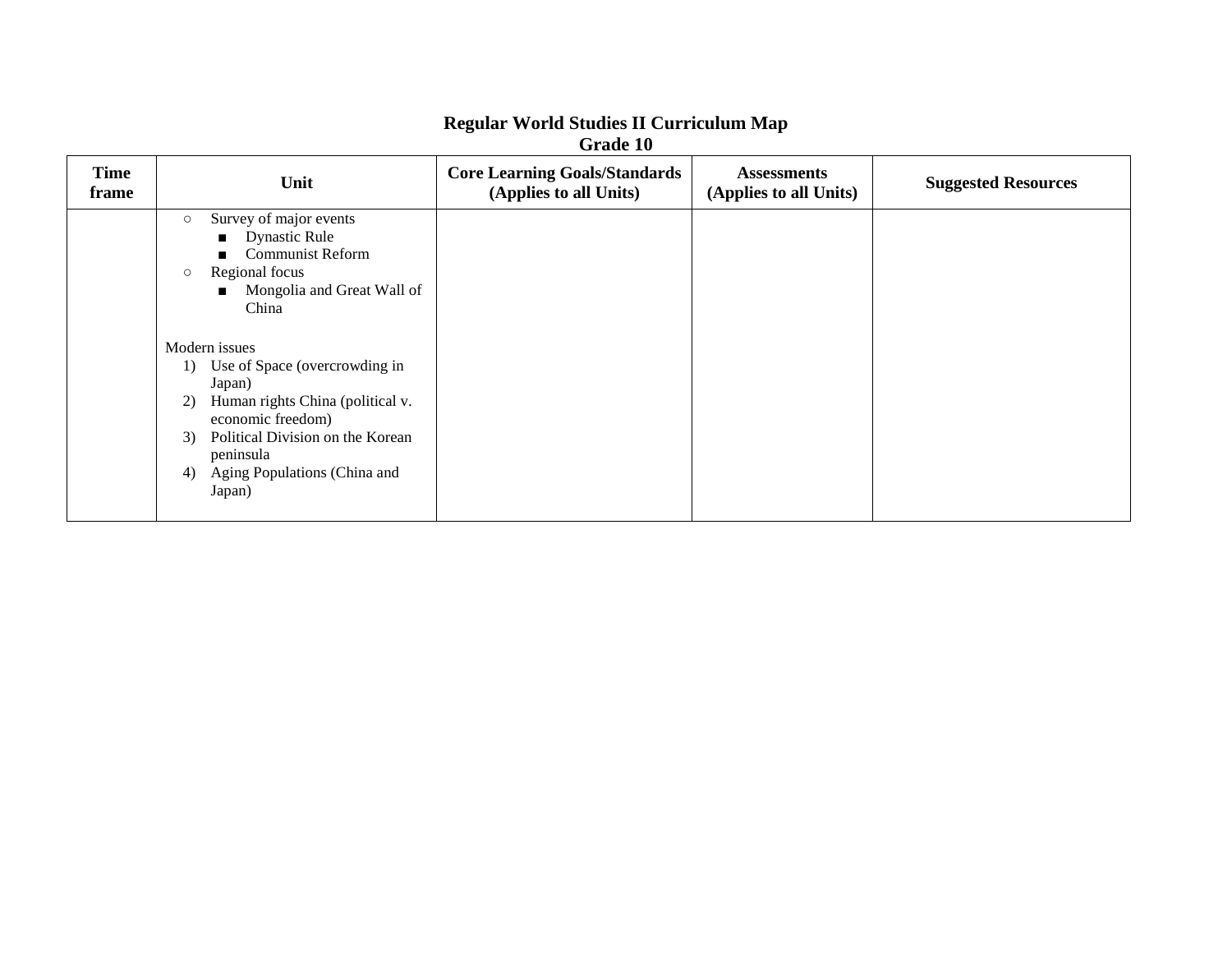**Regular World Studies II Curriculum Map**
**Grade 10**

| Time frame | Unit | Core Learning Goals/Standards (Applies to all Units) | Assessments (Applies to all Units) | Suggested Resources |
|---|---|---|---|---|
| | ○ Survey of major events<br>&nbsp;&nbsp;■ Dynastic Rule<br>&nbsp;&nbsp;■ Communist Reform<br>○ Regional focus<br>&nbsp;&nbsp;■ Mongolia and Great Wall of China<br><br>Modern issues<br>1) Use of Space (overcrowding in Japan)<br>2) Human rights China (political v. economic freedom)<br>3) Political Division on the Korean peninsula<br>4) Aging Populations (China and Japan) | | | |